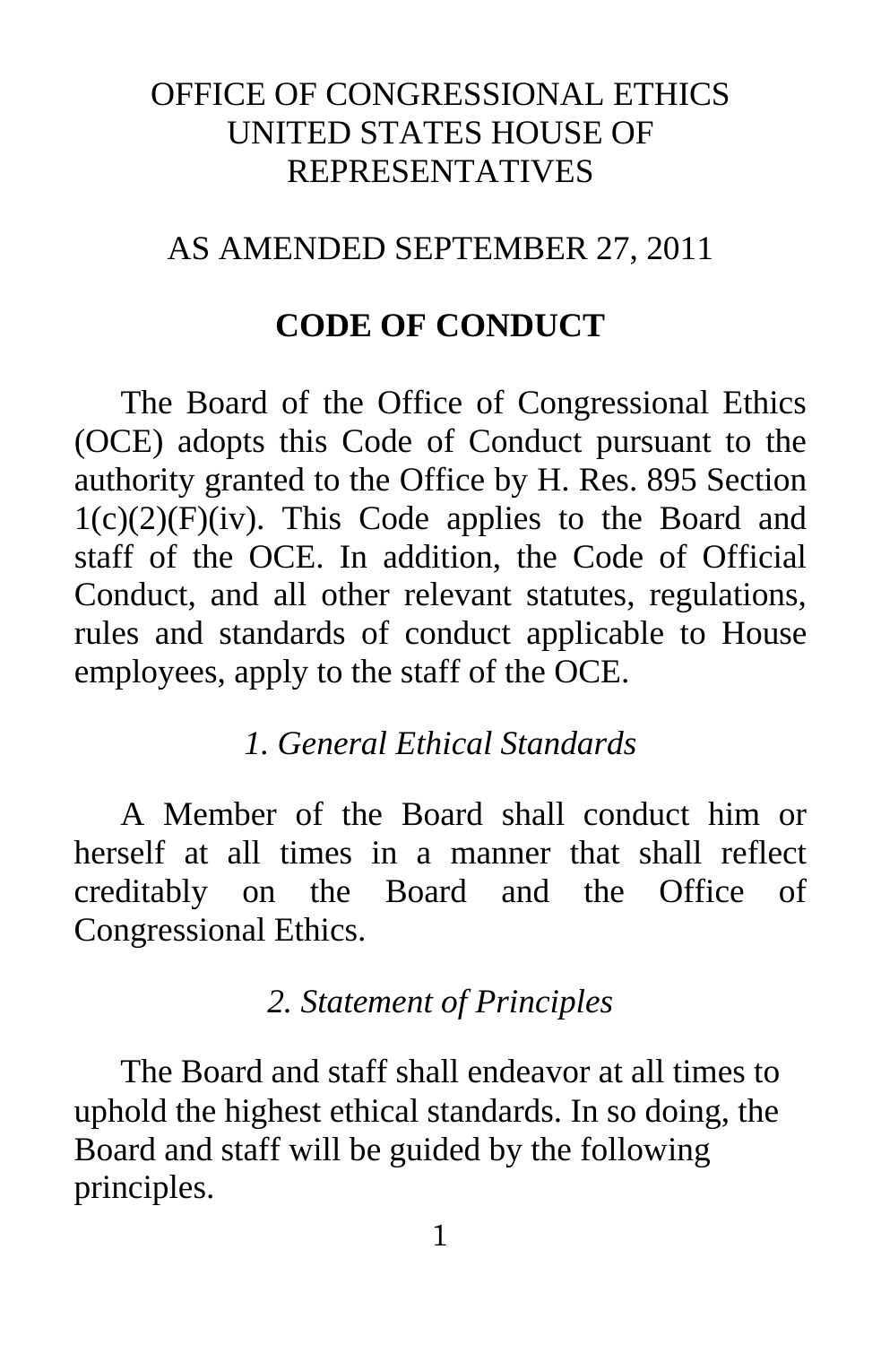# OFFICE OF CONGRESSIONAL ETHICS UNITED STATES HOUSE OF REPRESENTATIVES

AS AMENDED SEPTEMBER 27, 2011

## CODE OF CONDUCT

The Board of the Office of Congressional Ethics (OCE) adopts this Code of Conduct pursuant to the authority granted to the Office by H. Res. 895 Section 1(c)(2)(F)(iv). This Code applies to the Board and staff of the OCE. In addition, the Code of Official Conduct, and all other relevant statutes, regulations, rules and standards of conduct applicable to House employees, apply to the staff of the OCE.

### *1. General Ethical Standards*

A Member of the Board shall conduct him or herself at all times in a manner that shall reflect creditably on the Board and the Office of Congressional Ethics.

### *2. Statement of Principles*

The Board and staff shall endeavor at all times to uphold the highest ethical standards. In so doing, the Board and staff will be guided by the following principles.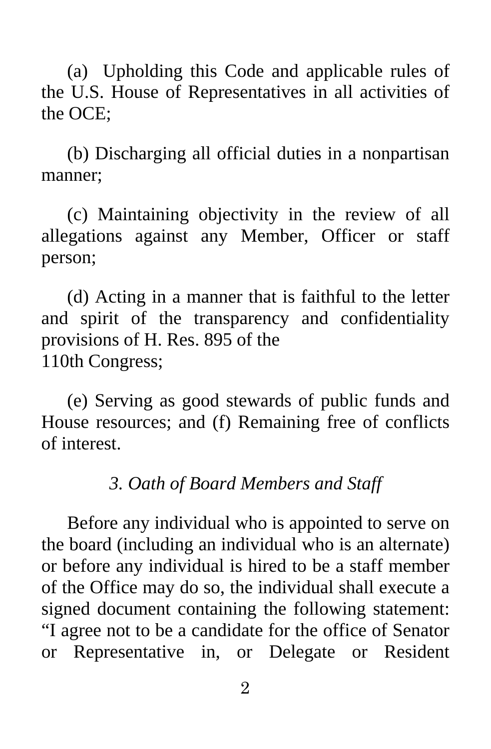(a) Upholding this Code and applicable rules of the U.S. House of Representatives in all activities of the OCE;

(b) Discharging all official duties in a nonpartisan manner;

(c) Maintaining objectivity in the review of all allegations against any Member, Officer or staff person;

(d) Acting in a manner that is faithful to the letter and spirit of the transparency and confidentiality provisions of H. Res. 895 of the 110th Congress;

(e) Serving as good stewards of public funds and House resources; and (f) Remaining free of conflicts of interest.

### *3. Oath of Board Members and Staff*

Before any individual who is appointed to serve on the board (including an individual who is an alternate) or before any individual is hired to be a staff member of the Office may do so, the individual shall execute a signed document containing the following statement: "I agree not to be a candidate for the office of Senator or Representative in, or Delegate or Resident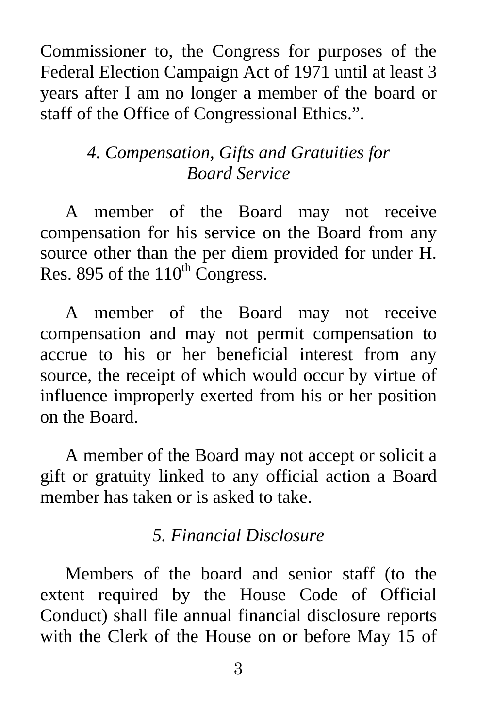Commissioner to, the Congress for purposes of the Federal Election Campaign Act of 1971 until at least 3 years after I am no longer a member of the board or staff of the Office of Congressional Ethics.”.

### *4. Compensation, Gifts and Gratuities for Board Service*

A member of the Board may not receive compensation for his service on the Board from any source other than the per diem provided for under H. Res. 895 of the 110th Congress.

A member of the Board may not receive compensation and may not permit compensation to accrue to his or her beneficial interest from any source, the receipt of which would occur by virtue of influence improperly exerted from his or her position on the Board.

A member of the Board may not accept or solicit a gift or gratuity linked to any official action a Board member has taken or is asked to take.

### *5. Financial Disclosure*

Members of the board and senior staff (to the extent required by the House Code of Official Conduct) shall file annual financial disclosure reports with the Clerk of the House on or before May 15 of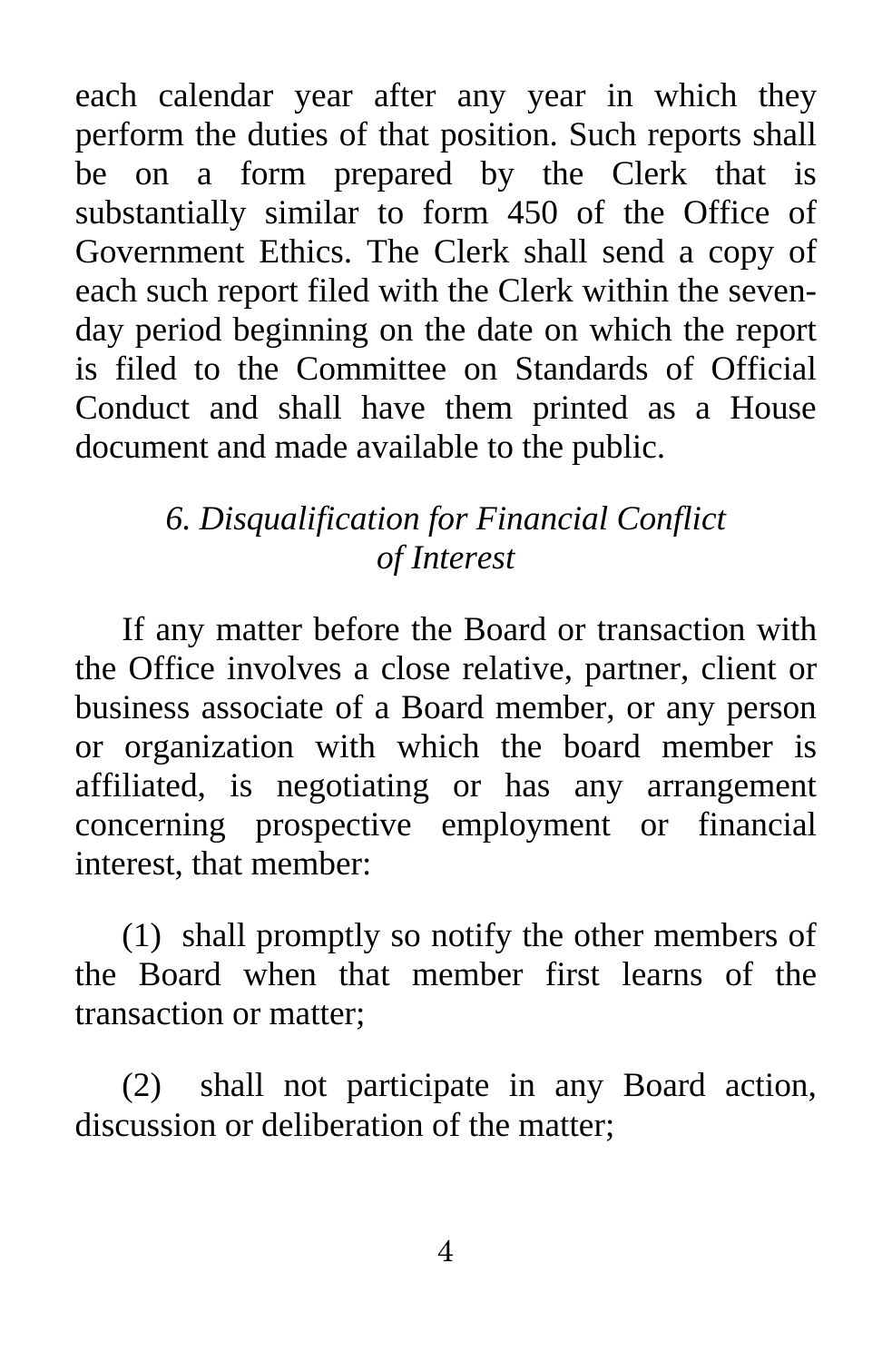each calendar year after any year in which they perform the duties of that position. Such reports shall be on a form prepared by the Clerk that is substantially similar to form 450 of the Office of Government Ethics. The Clerk shall send a copy of each such report filed with the Clerk within the seven-day period beginning on the date on which the report is filed to the Committee on Standards of Official Conduct and shall have them printed as a House document and made available to the public.

### *6. Disqualification for Financial Conflict of Interest*

If any matter before the Board or transaction with the Office involves a close relative, partner, client or business associate of a Board member, or any person or organization with which the board member is affiliated, is negotiating or has any arrangement concerning prospective employment or financial interest, that member:

(1) shall promptly so notify the other members of the Board when that member first learns of the transaction or matter;

(2) shall not participate in any Board action, discussion or deliberation of the matter;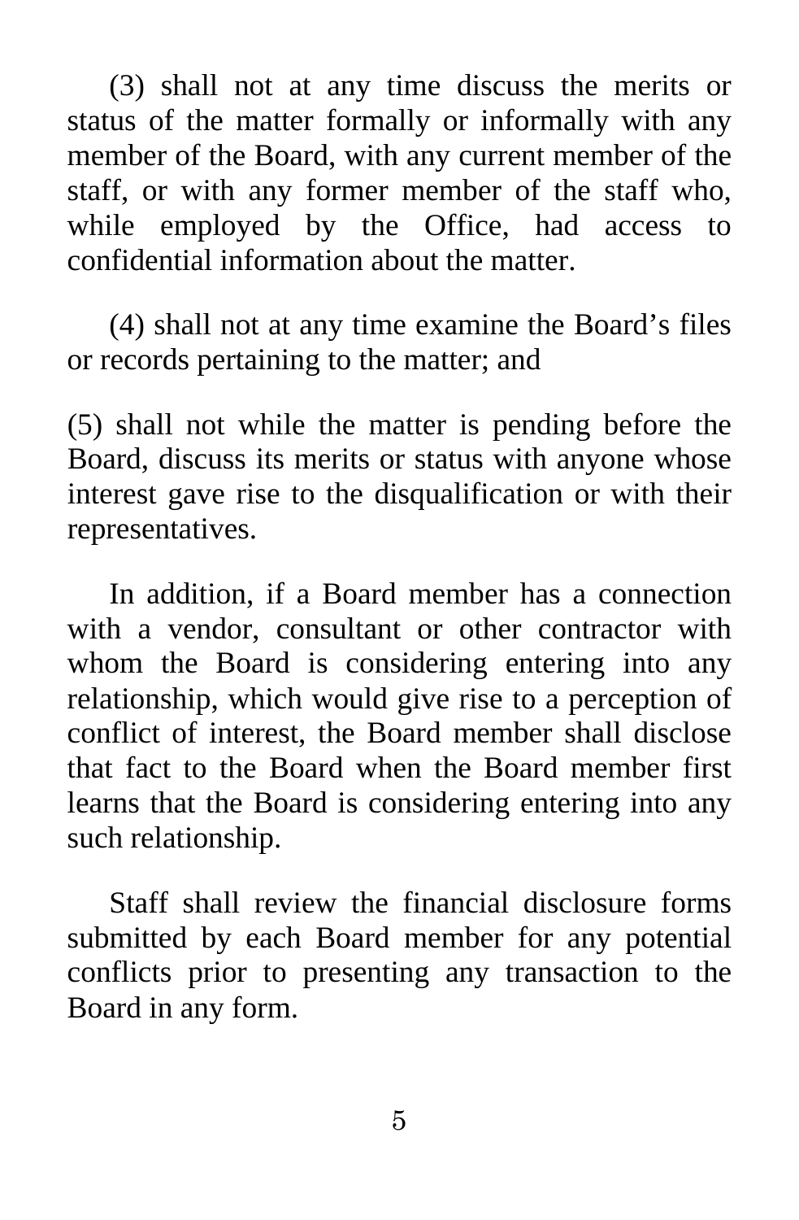(3) shall not at any time discuss the merits or status of the matter formally or informally with any member of the Board, with any current member of the staff, or with any former member of the staff who, while employed by the Office, had access to confidential information about the matter.

(4) shall not at any time examine the Board's files or records pertaining to the matter; and

(5) shall not while the matter is pending before the Board, discuss its merits or status with anyone whose interest gave rise to the disqualification or with their representatives.

In addition, if a Board member has a connection with a vendor, consultant or other contractor with whom the Board is considering entering into any relationship, which would give rise to a perception of conflict of interest, the Board member shall disclose that fact to the Board when the Board member first learns that the Board is considering entering into any such relationship.

Staff shall review the financial disclosure forms submitted by each Board member for any potential conflicts prior to presenting any transaction to the Board in any form.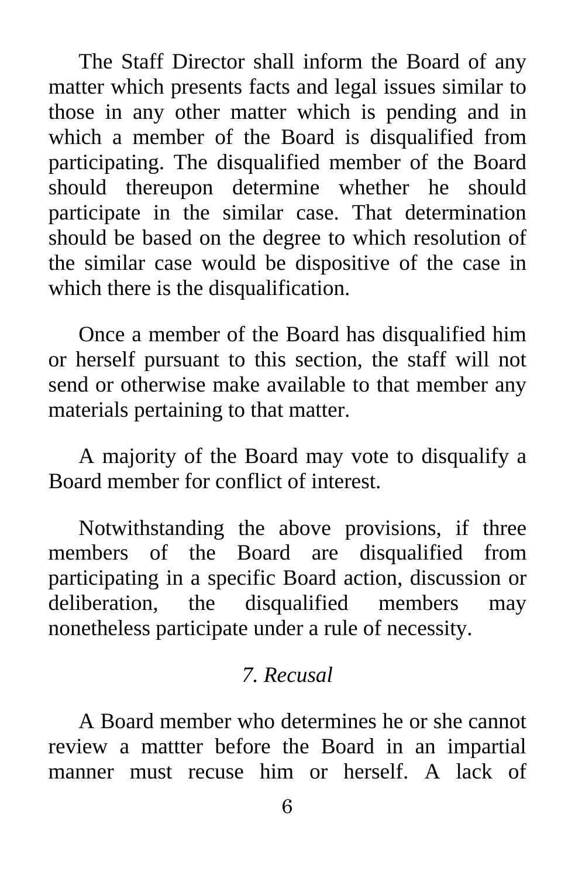The Staff Director shall inform the Board of any matter which presents facts and legal issues similar to those in any other matter which is pending and in which a member of the Board is disqualified from participating. The disqualified member of the Board should thereupon determine whether he should participate in the similar case. That determination should be based on the degree to which resolution of the similar case would be dispositive of the case in which there is the disqualification.

Once a member of the Board has disqualified him or herself pursuant to this section, the staff will not send or otherwise make available to that member any materials pertaining to that matter.

A majority of the Board may vote to disqualify a Board member for conflict of interest.

Notwithstanding the above provisions, if three members of the Board are disqualified from participating in a specific Board action, discussion or deliberation, the disqualified members may nonetheless participate under a rule of necessity.

### *7. Recusal*

A Board member who determines he or she cannot review a mattter before the Board in an impartial manner must recuse him or herself. A lack of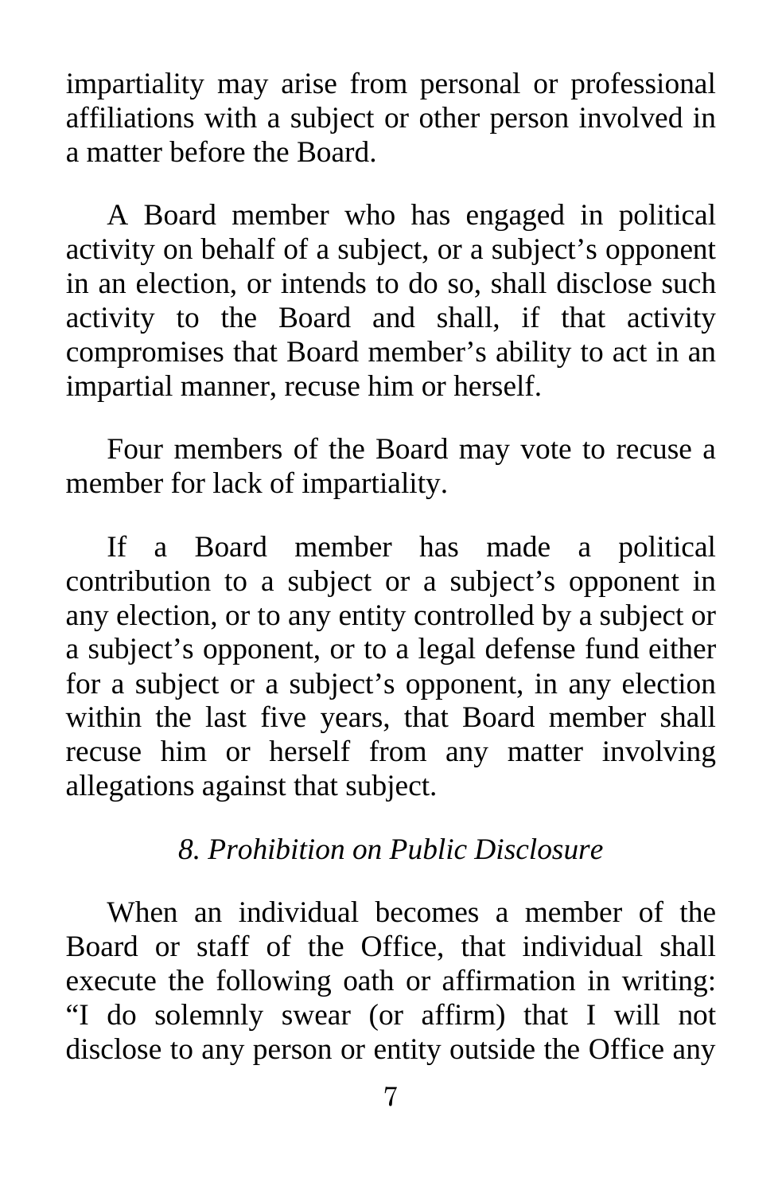impartiality may arise from personal or professional affiliations with a subject or other person involved in a matter before the Board.

A Board member who has engaged in political activity on behalf of a subject, or a subject's opponent in an election, or intends to do so, shall disclose such activity to the Board and shall, if that activity compromises that Board member's ability to act in an impartial manner, recuse him or herself.

Four members of the Board may vote to recuse a member for lack of impartiality.

If a Board member has made a political contribution to a subject or a subject's opponent in any election, or to any entity controlled by a subject or a subject's opponent, or to a legal defense fund either for a subject or a subject's opponent, in any election within the last five years, that Board member shall recuse him or herself from any matter involving allegations against that subject.

*8. Prohibition on Public Disclosure*

When an individual becomes a member of the Board or staff of the Office, that individual shall execute the following oath or affirmation in writing: "I do solemnly swear (or affirm) that I will not disclose to any person or entity outside the Office any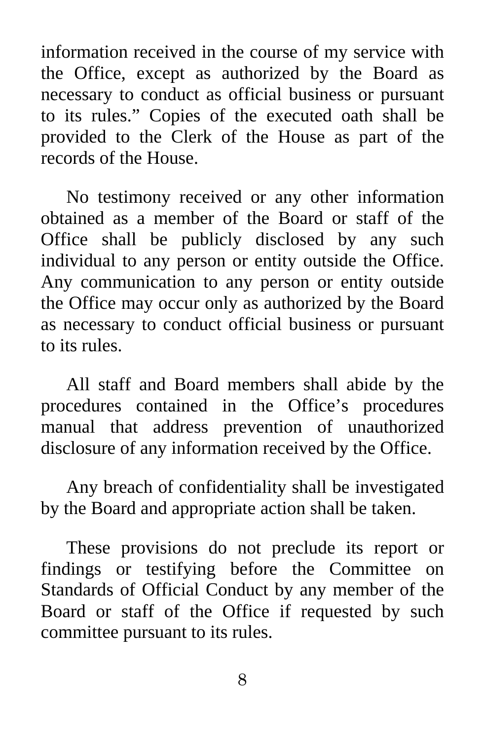information received in the course of my service with the Office, except as authorized by the Board as necessary to conduct as official business or pursuant to its rules.” Copies of the executed oath shall be provided to the Clerk of the House as part of the records of the House.

No testimony received or any other information obtained as a member of the Board or staff of the Office shall be publicly disclosed by any such individual to any person or entity outside the Office. Any communication to any person or entity outside the Office may occur only as authorized by the Board as necessary to conduct official business or pursuant to its rules.

All staff and Board members shall abide by the procedures contained in the Office’s procedures manual that address prevention of unauthorized disclosure of any information received by the Office.

Any breach of confidentiality shall be investigated by the Board and appropriate action shall be taken.

These provisions do not preclude its report or findings or testifying before the Committee on Standards of Official Conduct by any member of the Board or staff of the Office if requested by such committee pursuant to its rules.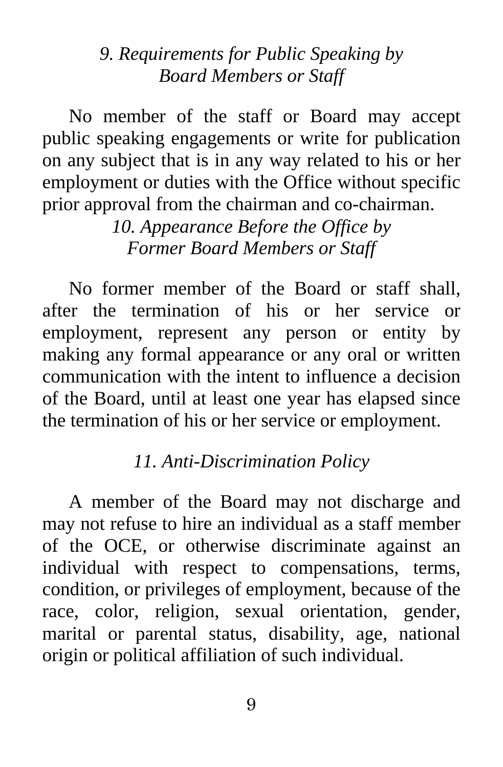### *9. Requirements for Public Speaking by Board Members or Staff*

No member of the staff or Board may accept public speaking engagements or write for publication on any subject that is in any way related to his or her employment or duties with the Office without specific prior approval from the chairman and co-chairman.

### *10. Appearance Before the Office by Former Board Members or Staff*

No former member of the Board or staff shall, after the termination of his or her service or employment, represent any person or entity by making any formal appearance or any oral or written communication with the intent to influence a decision of the Board, until at least one year has elapsed since the termination of his or her service or employment.

### *11. Anti-Discrimination Policy*

A member of the Board may not discharge and may not refuse to hire an individual as a staff member of the OCE, or otherwise discriminate against an individual with respect to compensations, terms, condition, or privileges of employment, because of the race, color, religion, sexual orientation, gender, marital or parental status, disability, age, national origin or political affiliation of such individual.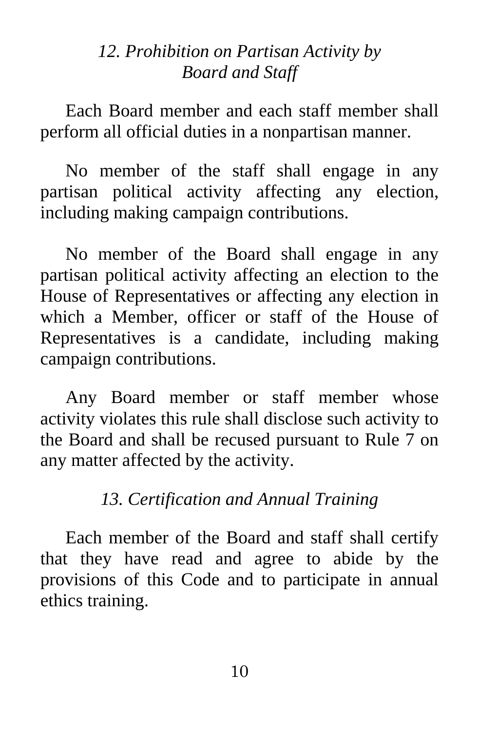### *12. Prohibition on Partisan Activity by Board and Staff*

Each Board member and each staff member shall perform all official duties in a nonpartisan manner.

No member of the staff shall engage in any partisan political activity affecting any election, including making campaign contributions.

No member of the Board shall engage in any partisan political activity affecting an election to the House of Representatives or affecting any election in which a Member, officer or staff of the House of Representatives is a candidate, including making campaign contributions.

Any Board member or staff member whose activity violates this rule shall disclose such activity to the Board and shall be recused pursuant to Rule 7 on any matter affected by the activity.

### *13. Certification and Annual Training*

Each member of the Board and staff shall certify that they have read and agree to abide by the provisions of this Code and to participate in annual ethics training.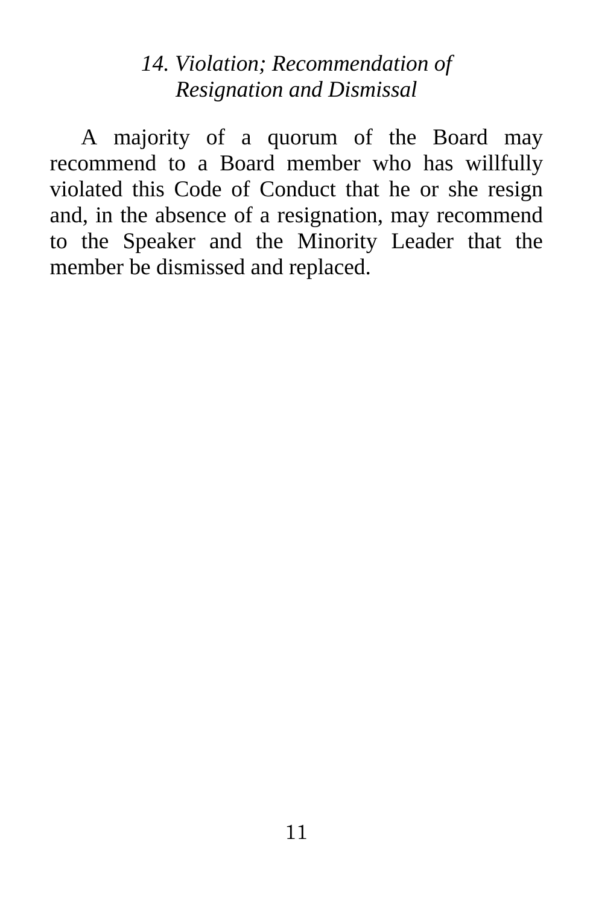### *14. Violation; Recommendation of Resignation and Dismissal*

A majority of a quorum of the Board may recommend to a Board member who has willfully violated this Code of Conduct that he or she resign and, in the absence of a resignation, may recommend to the Speaker and the Minority Leader that the member be dismissed and replaced.